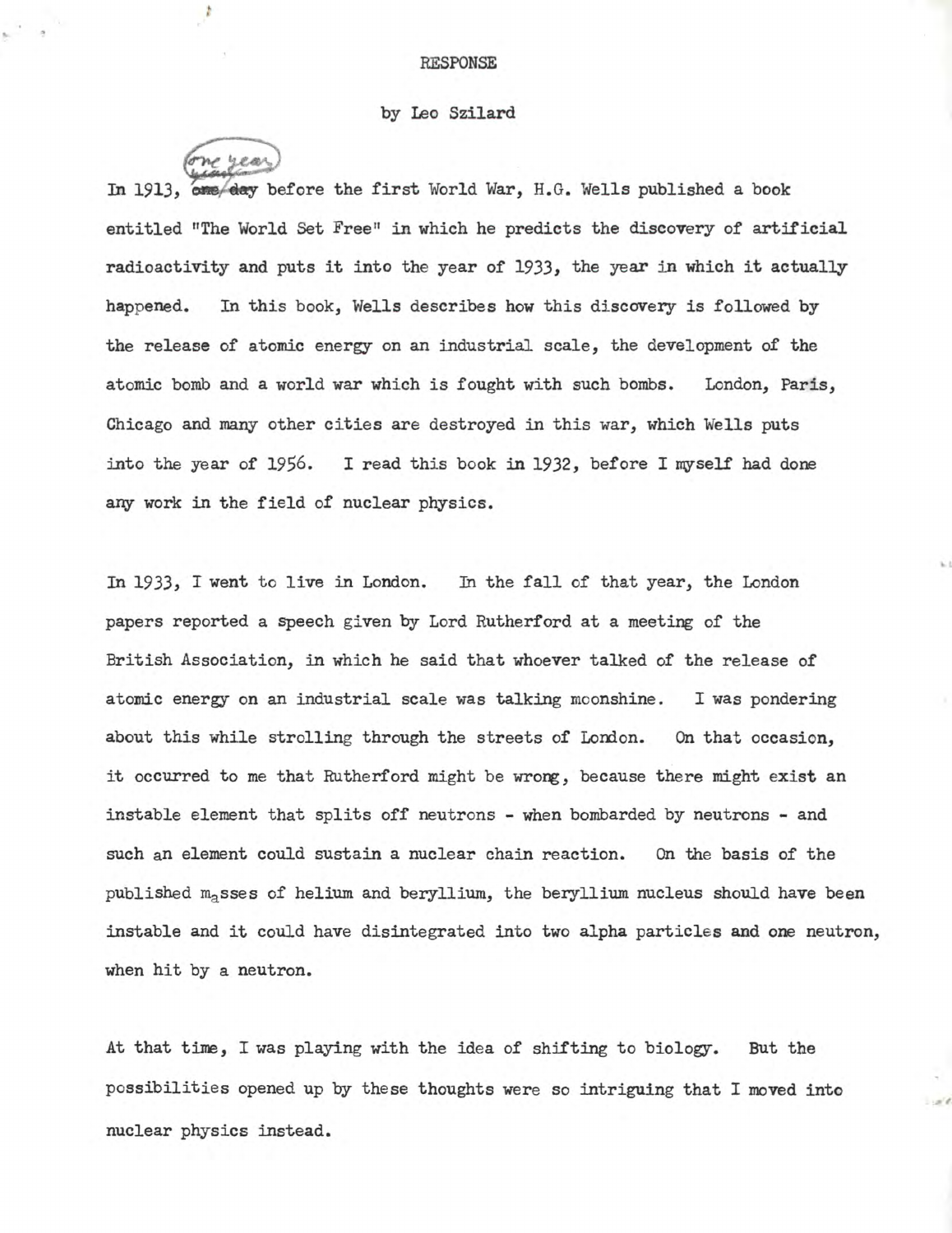# RESPONSE

by Leo Szilard

In 1913, one year before the first World War, H.G. Wells published a book entitled "The World Set Free" in which he predicts the discovery of artificial radioactivity and puts it into the year of 1933, the year in which it actually happened. In this book, Wells describes how this discovery is followed by the release of atomic energy on an industrial scale, the development of the atomic bomb and a world war which is fought with such bombs. London, Paris, Chicago and many other cities are destroyed in this war, which Wells puts into the year of 1956. I read this book in 1932, before I myself had done any work in the field of nuclear physics.

In 1933, I went to live in London. In the fall of that year, the London papers reported a speech given by Lord Rutherford at a meeting of the British Association, in which he said that whoever talked of the release of atomic energy on an industrial scale was talking moonshine. I was pondering about this while strolling through the streets of London. On that occasion, it occurred to me that Rutherford might be wrong, because there might exist an instable element that splits off neutrons - when bombarded by neutrons - and such an element could sustain a nuclear chain reaction. On the basis of the published masses of helium and beryllium, the beryllium nucleus should have been instable and it could have disintegrated into two alpha particles and one neutron, when hit by a neutron.

At that time, I was playing with the idea of shifting to biology. But the possibilities opened up by these thoughts were so intriguing that I moved into nuclear physics instead.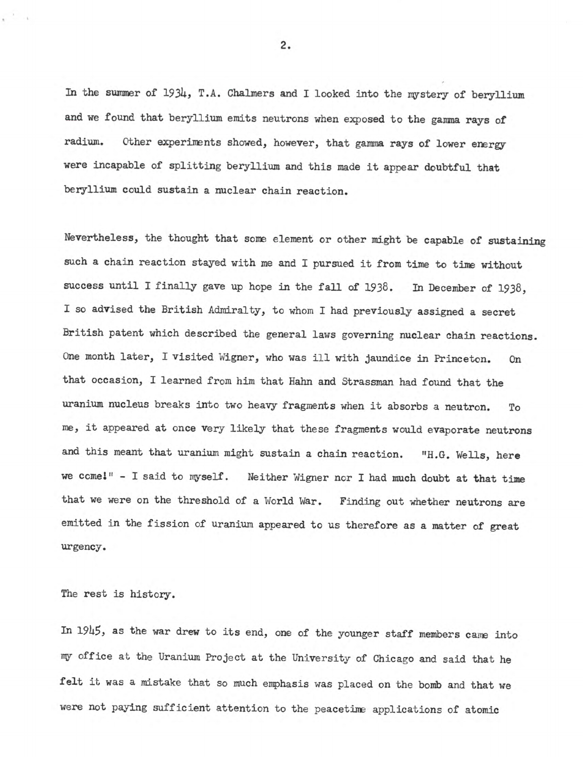In the summer of 1934, T.A. Chalmers and I looked into the mystery of beryllium and we found that beryllium emits neutrons when exposed to the gamma rays of radium. Other experiments showed, however, that gamma rays of lower energy were incapable of splitting beryllium and this made it appear doubtful that beryllium could sustain a nuclear chain reaction.

Nevertheless, the thought that some element or other might be capable of sustaining such a chain reaction stayed with me and I pursued it from time to time without success until I finally gave up hope in the fall of 1938. In December of 1938, I so advised the British Admiralty, to whom I had previously assigned a secret British patent which described the general laws governing nuclear chain reactions. One month later, I visited Wigner, who was ill with jaundice in Princeton. On that occasion, I learned from him that Hahn and Strassman had found that the uranium nucleus breaks into two heavy fragments when it absorbs a neutron. To me, it appeared at once very likely that these fragments would evaporate neutrons and this meant that uranium might sustain a chain reaction. "H.G. Wells, here we come!" - I said to myself. Neither Wigner nor I had much doubt at that time that we were on the threshold of a World War. Finding out whether neutrons are emitted in the fission of uranium appeared to us therefore as a matter of great urgency.

The rest is history.

In 1945, as the war drew to its end, one of the younger staff members came into my office at the Uranium Project at the University of Chicago and said that he felt it was a mistake that so much emphasis was placed on the bomb and that we were not paying sufficient attention to the peacetime applications of atomic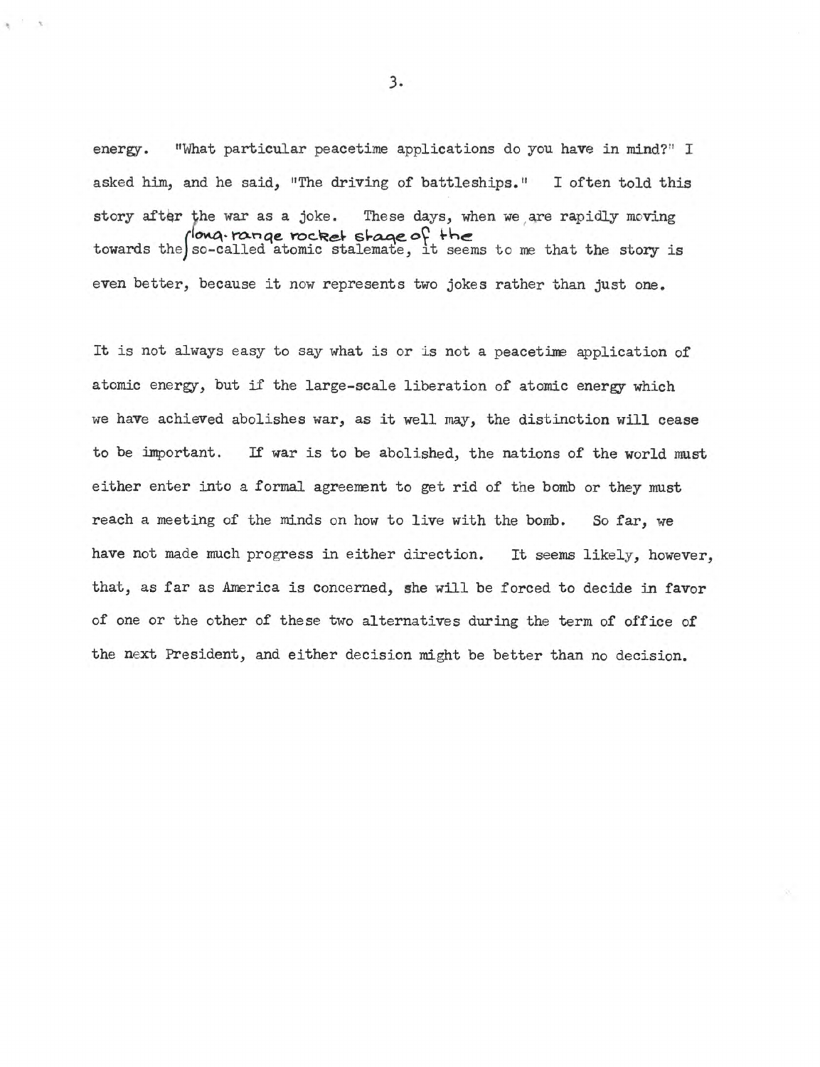energy. "What particular peacetime applications do you have in mind?" I asked him, and he said, "The driving of battleships." I often told this story after the war as a joke. These days, when we are rapidly moving towards the long-range rocket stage of the so-called atomic stalemate, it seems to me that the story is even better, because it now represents two jokes rather than just one.

It is not always easy to say what is or is not a peacetime application of atomic energy, but if the large-scale liberation of atomic energy which we have achieved abolishes war, as it well may, the distinction will cease to be important. If war is to be abolished, the nations of the world must either enter into a formal agreement to get rid of the bomb or they must reach a meeting of the minds on how to live with the bomb. So far, we have not made much progress in either direction. It seems likely, however, that, as far as America is concerned, she will be forced to decide in favor of one or the other of these two alternatives during the term of office of the next President, and either decision might be better than no decision.